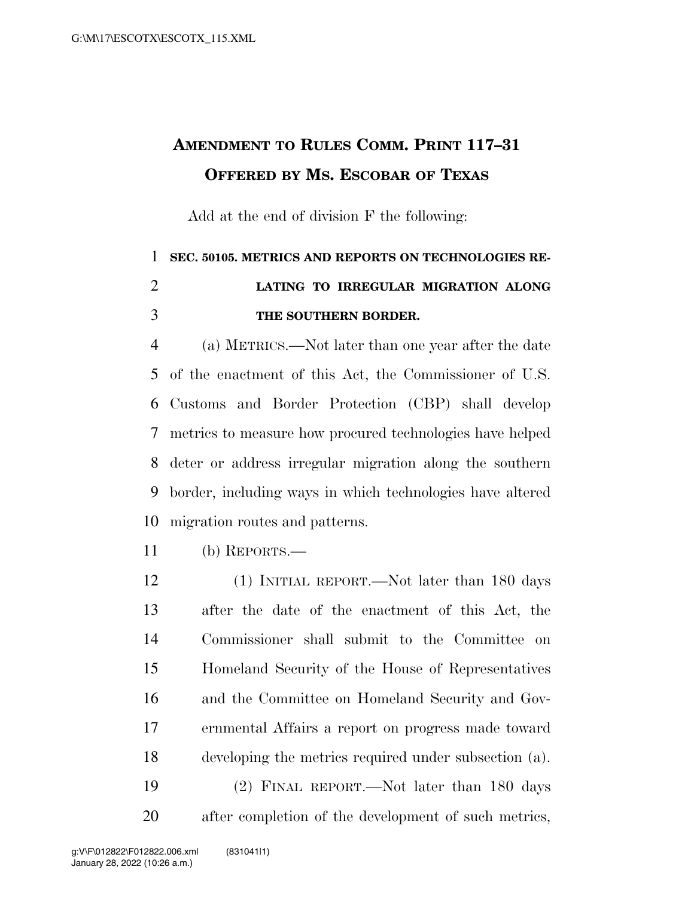# AMENDMENT TO RULES COMM. PRINT 117–31
# OFFERED BY MS. ESCOBAR OF TEXAS

Add at the end of division F the following:

**SEC. 50105. METRICS AND REPORTS ON TECHNOLOGIES RELATING TO IRREGULAR MIGRATION ALONG THE SOUTHERN BORDER.**

(a) METRICS.—Not later than one year after the date of the enactment of this Act, the Commissioner of U.S. Customs and Border Protection (CBP) shall develop metrics to measure how procured technologies have helped deter or address irregular migration along the southern border, including ways in which technologies have altered migration routes and patterns.

(b) REPORTS.—

(1) INITIAL REPORT.—Not later than 180 days after the date of the enactment of this Act, the Commissioner shall submit to the Committee on Homeland Security of the House of Representatives and the Committee on Homeland Security and Governmental Affairs a report on progress made toward developing the metrics required under subsection (a).

(2) FINAL REPORT.—Not later than 180 days after completion of the development of such metrics,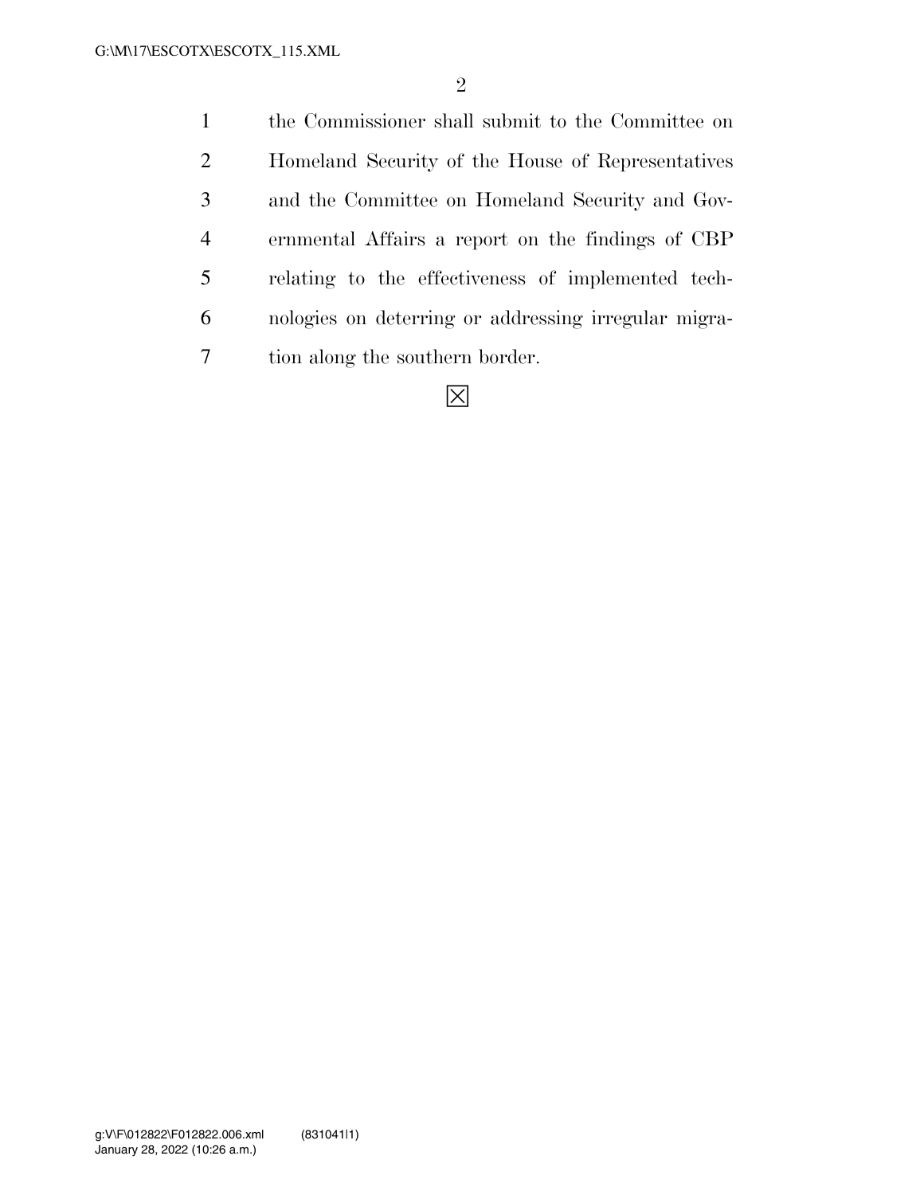the Commissioner shall submit to the Committee on Homeland Security of the House of Representatives and the Committee on Homeland Security and Governmental Affairs a report on the findings of CBP relating to the effectiveness of implemented technologies on deterring or addressing irregular migration along the southern border.

☒